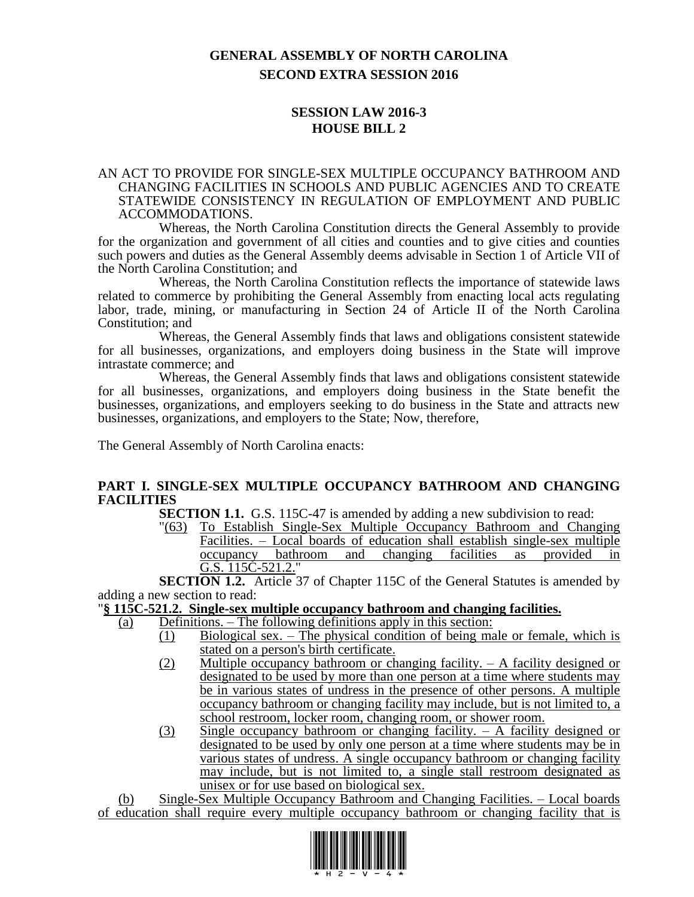# GENERAL ASSEMBLY OF NORTH CAROLINA
## SECOND EXTRA SESSION 2016

## SESSION LAW 2016-3
## HOUSE BILL 2

AN ACT TO PROVIDE FOR SINGLE-SEX MULTIPLE OCCUPANCY BATHROOM AND CHANGING FACILITIES IN SCHOOLS AND PUBLIC AGENCIES AND TO CREATE STATEWIDE CONSISTENCY IN REGULATION OF EMPLOYMENT AND PUBLIC ACCOMMODATIONS.

Whereas, the North Carolina Constitution directs the General Assembly to provide for the organization and government of all cities and counties and to give cities and counties such powers and duties as the General Assembly deems advisable in Section 1 of Article VII of the North Carolina Constitution; and

Whereas, the North Carolina Constitution reflects the importance of statewide laws related to commerce by prohibiting the General Assembly from enacting local acts regulating labor, trade, mining, or manufacturing in Section 24 of Article II of the North Carolina Constitution; and

Whereas, the General Assembly finds that laws and obligations consistent statewide for all businesses, organizations, and employers doing business in the State will improve intrastate commerce; and

Whereas, the General Assembly finds that laws and obligations consistent statewide for all businesses, organizations, and employers doing business in the State benefit the businesses, organizations, and employers seeking to do business in the State and attracts new businesses, organizations, and employers to the State; Now, therefore,

The General Assembly of North Carolina enacts:

**PART I. SINGLE-SEX MULTIPLE OCCUPANCY BATHROOM AND CHANGING FACILITIES**

**SECTION 1.1.** G.S. 115C-47 is amended by adding a new subdivision to read:

"(63) To Establish Single-Sex Multiple Occupancy Bathroom and Changing Facilities. – Local boards of education shall establish single-sex multiple occupancy bathroom and changing facilities as provided in G.S. 115C-521.2."

**SECTION 1.2.** Article 37 of Chapter 115C of the General Statutes is amended by adding a new section to read:

"**§ 115C-521.2. Single-sex multiple occupancy bathroom and changing facilities.**

(a) Definitions. – The following definitions apply in this section:

(1) Biological sex. – The physical condition of being male or female, which is stated on a person's birth certificate.

(2) Multiple occupancy bathroom or changing facility. – A facility designed or designated to be used by more than one person at a time where students may be in various states of undress in the presence of other persons. A multiple occupancy bathroom or changing facility may include, but is not limited to, a school restroom, locker room, changing room, or shower room.

(3) Single occupancy bathroom or changing facility. – A facility designed or designated to be used by only one person at a time where students may be in various states of undress. A single occupancy bathroom or changing facility may include, but is not limited to, a single stall restroom designated as unisex or for use based on biological sex.

(b) Single-Sex Multiple Occupancy Bathroom and Changing Facilities. – Local boards of education shall require every multiple occupancy bathroom or changing facility that is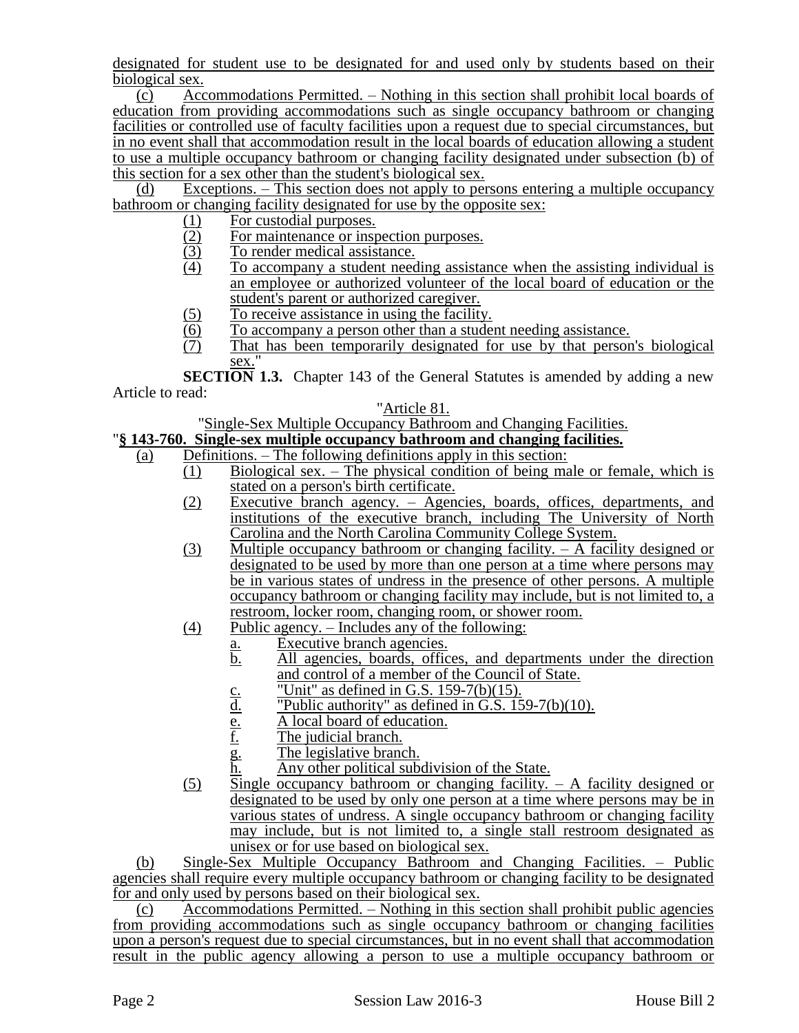designated for student use to be designated for and used only by students based on their biological sex.

(c) Accommodations Permitted. – Nothing in this section shall prohibit local boards of education from providing accommodations such as single occupancy bathroom or changing facilities or controlled use of faculty facilities upon a request due to special circumstances, but in no event shall that accommodation result in the local boards of education allowing a student to use a multiple occupancy bathroom or changing facility designated under subsection (b) of this section for a sex other than the student's biological sex.

(d) Exceptions. – This section does not apply to persons entering a multiple occupancy bathroom or changing facility designated for use by the opposite sex:

(1) For custodial purposes.
(2) For maintenance or inspection purposes.
(3) To render medical assistance.
(4) To accompany a student needing assistance when the assisting individual is an employee or authorized volunteer of the local board of education or the student's parent or authorized caregiver.
(5) To receive assistance in using the facility.
(6) To accompany a person other than a student needing assistance.
(7) That has been temporarily designated for use by that person's biological sex."

**SECTION 1.3.** Chapter 143 of the General Statutes is amended by adding a new Article to read:

"Article 81.

"Single-Sex Multiple Occupancy Bathroom and Changing Facilities.

"**§ 143-760. Single-sex multiple occupancy bathroom and changing facilities.**

(a) Definitions. – The following definitions apply in this section:

(1) Biological sex. – The physical condition of being male or female, which is stated on a person's birth certificate.
(2) Executive branch agency. – Agencies, boards, offices, departments, and institutions of the executive branch, including The University of North Carolina and the North Carolina Community College System.
(3) Multiple occupancy bathroom or changing facility. – A facility designed or designated to be used by more than one person at a time where persons may be in various states of undress in the presence of other persons. A multiple occupancy bathroom or changing facility may include, but is not limited to, a restroom, locker room, changing room, or shower room.
(4) Public agency. – Includes any of the following:
    a. Executive branch agencies.
    b. All agencies, boards, offices, and departments under the direction and control of a member of the Council of State.
    c. "Unit" as defined in G.S. 159-7(b)(15).
    d. "Public authority" as defined in G.S. 159-7(b)(10).
    e. A local board of education.
    f. The judicial branch.
    g. The legislative branch.
    h. Any other political subdivision of the State.
(5) Single occupancy bathroom or changing facility. – A facility designed or designated to be used by only one person at a time where persons may be in various states of undress. A single occupancy bathroom or changing facility may include, but is not limited to, a single stall restroom designated as unisex or for use based on biological sex.

(b) Single-Sex Multiple Occupancy Bathroom and Changing Facilities. – Public agencies shall require every multiple occupancy bathroom or changing facility to be designated for and only used by persons based on their biological sex.

(c) Accommodations Permitted. – Nothing in this section shall prohibit public agencies from providing accommodations such as single occupancy bathroom or changing facilities upon a person's request due to special circumstances, but in no event shall that accommodation result in the public agency allowing a person to use a multiple occupancy bathroom or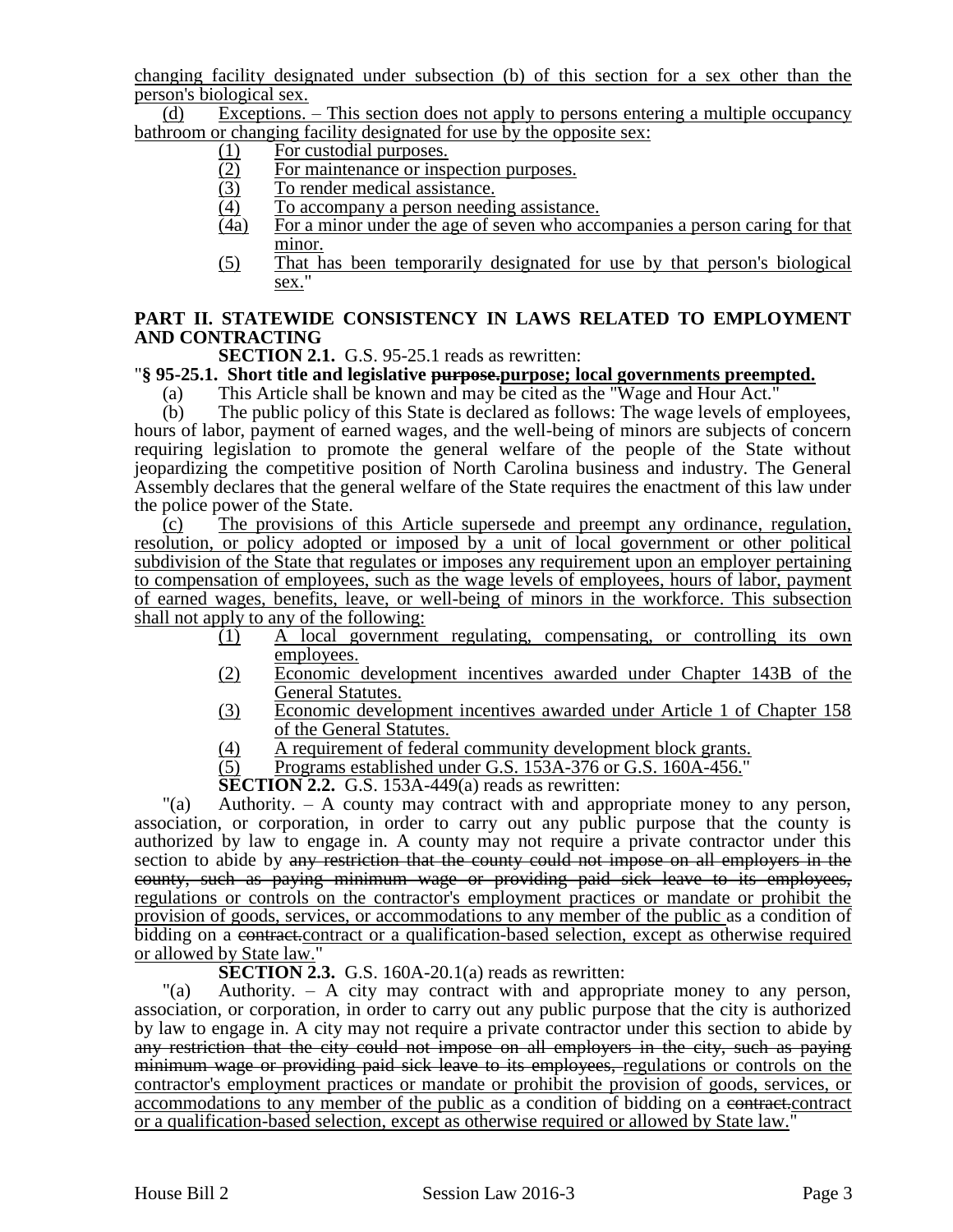changing facility designated under subsection (b) of this section for a sex other than the person's biological sex.

(d) Exceptions. – This section does not apply to persons entering a multiple occupancy bathroom or changing facility designated for use by the opposite sex:

- (1) For custodial purposes.
- (2) For maintenance or inspection purposes.
- (3) To render medical assistance.
- (4) To accompany a person needing assistance.
- (4a) For a minor under the age of seven who accompanies a person caring for that minor.
- (5) That has been temporarily designated for use by that person's biological sex."

## PART II. STATEWIDE CONSISTENCY IN LAWS RELATED TO EMPLOYMENT AND CONTRACTING

**SECTION 2.1.** G.S. 95-25.1 reads as rewritten:

"**§ 95-25.1. Short title and legislative ~~purpose.~~purpose; local governments preempted.**

(a) This Article shall be known and may be cited as the "Wage and Hour Act."

(b) The public policy of this State is declared as follows: The wage levels of employees, hours of labor, payment of earned wages, and the well-being of minors are subjects of concern requiring legislation to promote the general welfare of the people of the State without jeopardizing the competitive position of North Carolina business and industry. The General Assembly declares that the general welfare of the State requires the enactment of this law under the police power of the State.

(c) The provisions of this Article supersede and preempt any ordinance, regulation, resolution, or policy adopted or imposed by a unit of local government or other political subdivision of the State that regulates or imposes any requirement upon an employer pertaining to compensation of employees, such as the wage levels of employees, hours of labor, payment of earned wages, benefits, leave, or well-being of minors in the workforce. This subsection shall not apply to any of the following:

- (1) A local government regulating, compensating, or controlling its own employees.
- (2) Economic development incentives awarded under Chapter 143B of the General Statutes.
- (3) Economic development incentives awarded under Article 1 of Chapter 158 of the General Statutes.
- (4) A requirement of federal community development block grants.
- (5) Programs established under G.S. 153A-376 or G.S. 160A-456."

**SECTION 2.2.** G.S. 153A-449(a) reads as rewritten:

"(a) Authority. – A county may contract with and appropriate money to any person, association, or corporation, in order to carry out any public purpose that the county is authorized by law to engage in. A county may not require a private contractor under this section to abide by ~~any restriction that the county could not impose on all employers in the county, such as paying minimum wage or providing paid sick leave to its employees,~~ regulations or controls on the contractor's employment practices or mandate or prohibit the provision of goods, services, or accommodations to any member of the public as a condition of bidding on a ~~contract.~~contract or a qualification-based selection, except as otherwise required or allowed by State law."

**SECTION 2.3.** G.S. 160A-20.1(a) reads as rewritten:

"(a) Authority. – A city may contract with and appropriate money to any person, association, or corporation, in order to carry out any public purpose that the city is authorized by law to engage in. A city may not require a private contractor under this section to abide by ~~any restriction that the city could not impose on all employers in the city, such as paying minimum wage or providing paid sick leave to its employees,~~ regulations or controls on the contractor's employment practices or mandate or prohibit the provision of goods, services, or accommodations to any member of the public as a condition of bidding on a ~~contract.~~contract or a qualification-based selection, except as otherwise required or allowed by State law."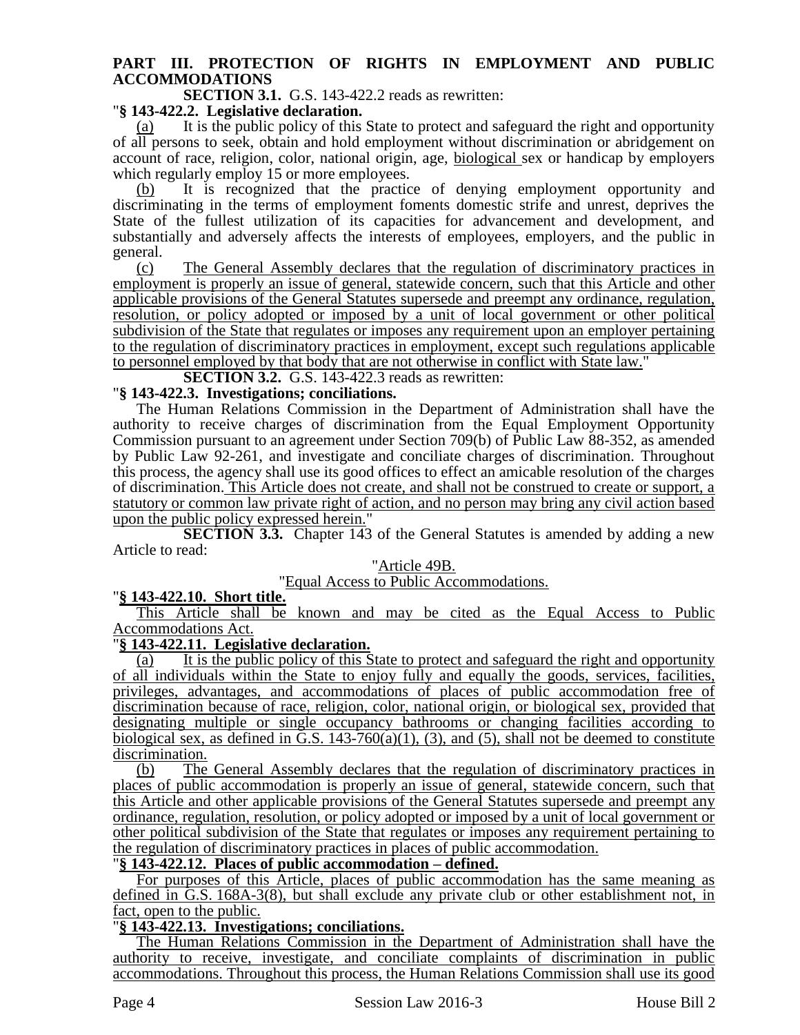**PART III. PROTECTION OF RIGHTS IN EMPLOYMENT AND PUBLIC ACCOMMODATIONS**

**SECTION 3.1.** G.S. 143-422.2 reads as rewritten:

"**§ 143-422.2. Legislative declaration.**

(a) It is the public policy of this State to protect and safeguard the right and opportunity of all persons to seek, obtain and hold employment without discrimination or abridgement on account of race, religion, color, national origin, age, biological sex or handicap by employers which regularly employ 15 or more employees.

(b) It is recognized that the practice of denying employment opportunity and discriminating in the terms of employment foments domestic strife and unrest, deprives the State of the fullest utilization of its capacities for advancement and development, and substantially and adversely affects the interests of employees, employers, and the public in general.

(c) The General Assembly declares that the regulation of discriminatory practices in employment is properly an issue of general, statewide concern, such that this Article and other applicable provisions of the General Statutes supersede and preempt any ordinance, regulation, resolution, or policy adopted or imposed by a unit of local government or other political subdivision of the State that regulates or imposes any requirement upon an employer pertaining to the regulation of discriminatory practices in employment, except such regulations applicable to personnel employed by that body that are not otherwise in conflict with State law."

**SECTION 3.2.** G.S. 143-422.3 reads as rewritten:

"**§ 143-422.3. Investigations; conciliations.**

The Human Relations Commission in the Department of Administration shall have the authority to receive charges of discrimination from the Equal Employment Opportunity Commission pursuant to an agreement under Section 709(b) of Public Law 88-352, as amended by Public Law 92-261, and investigate and conciliate charges of discrimination. Throughout this process, the agency shall use its good offices to effect an amicable resolution of the charges of discrimination. This Article does not create, and shall not be construed to create or support, a statutory or common law private right of action, and no person may bring any civil action based upon the public policy expressed herein."

**SECTION 3.3.** Chapter 143 of the General Statutes is amended by adding a new Article to read:

"Article 49B.

"Equal Access to Public Accommodations.

"**§ 143-422.10. Short title.**

This Article shall be known and may be cited as the Equal Access to Public Accommodations Act.

"**§ 143-422.11. Legislative declaration.**

(a) It is the public policy of this State to protect and safeguard the right and opportunity of all individuals within the State to enjoy fully and equally the goods, services, facilities, privileges, advantages, and accommodations of places of public accommodation free of discrimination because of race, religion, color, national origin, or biological sex, provided that designating multiple or single occupancy bathrooms or changing facilities according to biological sex, as defined in G.S. 143-760(a)(1), (3), and (5), shall not be deemed to constitute discrimination.

(b) The General Assembly declares that the regulation of discriminatory practices in places of public accommodation is properly an issue of general, statewide concern, such that this Article and other applicable provisions of the General Statutes supersede and preempt any ordinance, regulation, resolution, or policy adopted or imposed by a unit of local government or other political subdivision of the State that regulates or imposes any requirement pertaining to the regulation of discriminatory practices in places of public accommodation.

"**§ 143-422.12. Places of public accommodation – defined.**

For purposes of this Article, places of public accommodation has the same meaning as defined in G.S. 168A-3(8), but shall exclude any private club or other establishment not, in fact, open to the public.

"**§ 143-422.13. Investigations; conciliations.**

The Human Relations Commission in the Department of Administration shall have the authority to receive, investigate, and conciliate complaints of discrimination in public accommodations. Throughout this process, the Human Relations Commission shall use its good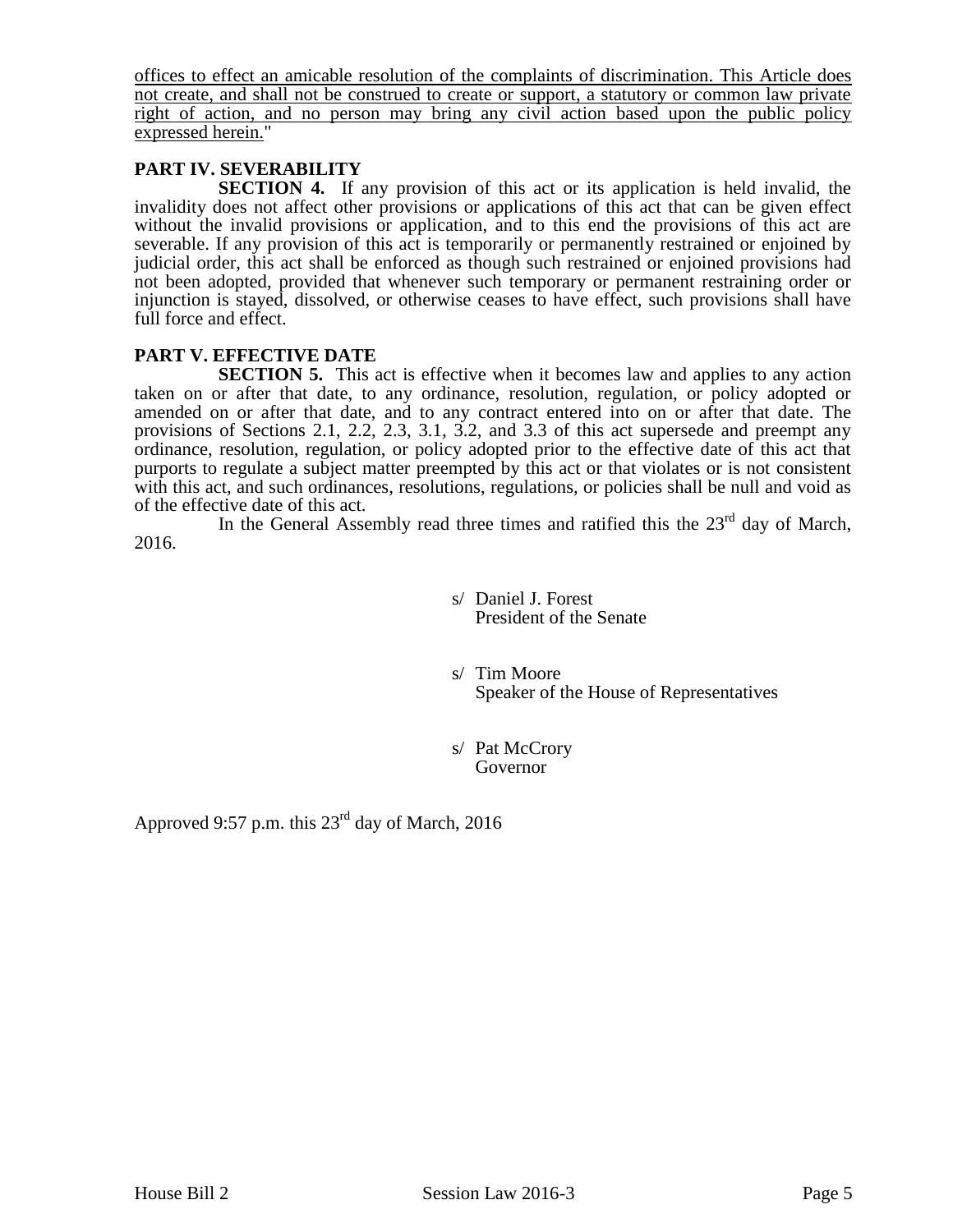offices to effect an amicable resolution of the complaints of discrimination. This Article does not create, and shall not be construed to create or support, a statutory or common law private right of action, and no person may bring any civil action based upon the public policy expressed herein."

**PART IV. SEVERABILITY**

**SECTION 4.** If any provision of this act or its application is held invalid, the invalidity does not affect other provisions or applications of this act that can be given effect without the invalid provisions or application, and to this end the provisions of this act are severable. If any provision of this act is temporarily or permanently restrained or enjoined by judicial order, this act shall be enforced as though such restrained or enjoined provisions had not been adopted, provided that whenever such temporary or permanent restraining order or injunction is stayed, dissolved, or otherwise ceases to have effect, such provisions shall have full force and effect.

**PART V. EFFECTIVE DATE**

**SECTION 5.** This act is effective when it becomes law and applies to any action taken on or after that date, to any ordinance, resolution, regulation, or policy adopted or amended on or after that date, and to any contract entered into on or after that date. The provisions of Sections 2.1, 2.2, 2.3, 3.1, 3.2, and 3.3 of this act supersede and preempt any ordinance, resolution, regulation, or policy adopted prior to the effective date of this act that purports to regulate a subject matter preempted by this act or that violates or is not consistent with this act, and such ordinances, resolutions, regulations, or policies shall be null and void as of the effective date of this act.

In the General Assembly read three times and ratified this the 23rd day of March, 2016.

s/ Daniel J. Forest
President of the Senate

s/ Tim Moore
Speaker of the House of Representatives

s/ Pat McCrory
Governor

Approved 9:57 p.m. this 23rd day of March, 2016